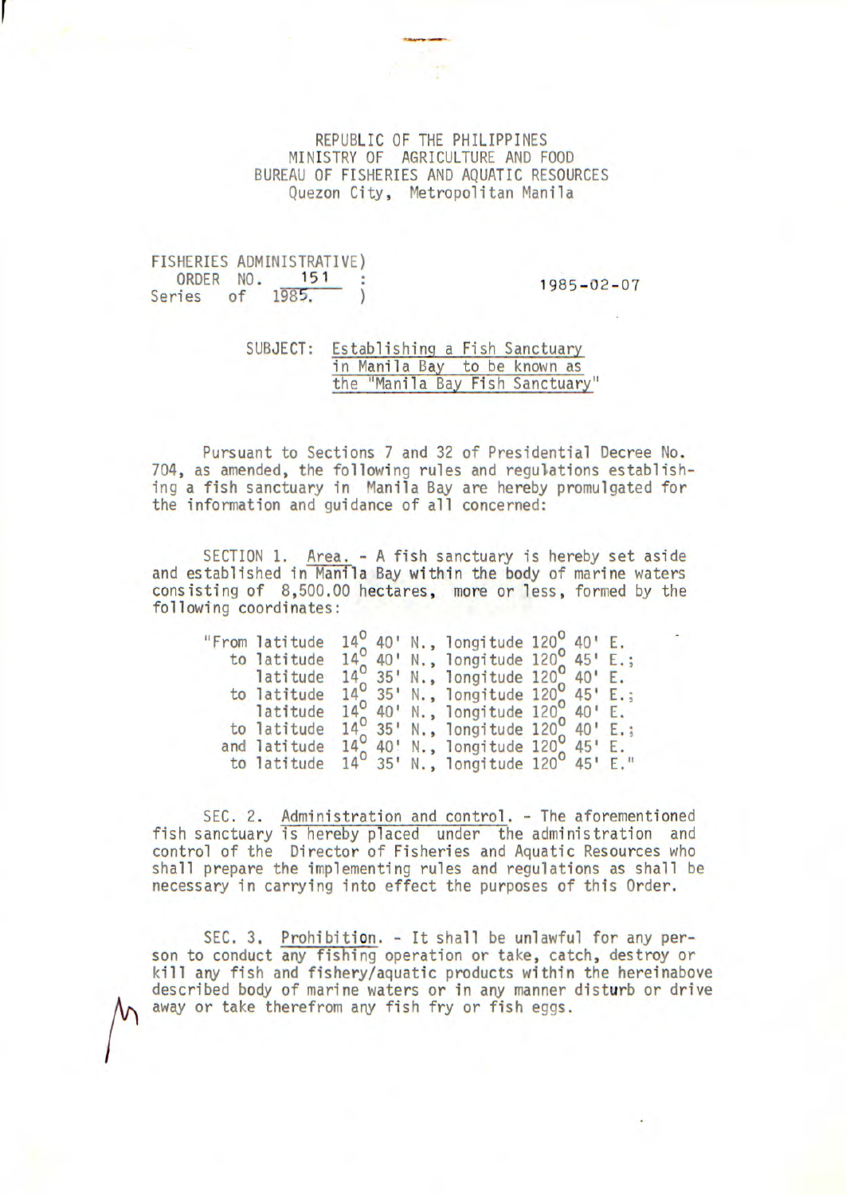REPUBLIC OF THE PHILIPPINES
MINISTRY OF AGRICULTURE AND FOOD
BUREAU OF FISHERIES AND AQUATIC RESOURCES
Quezon City, Metropolitan Manila

FISHERIES ADMINISTRATIVE ORDER NO. 151 : Series of 1985.

1985-02-07

SUBJECT: Establishing a Fish Sanctuary in Manila Bay to be known as the "Manila Bay Fish Sanctuary"

Pursuant to Sections 7 and 32 of Presidential Decree No. 704, as amended, the following rules and regulations establishing a fish sanctuary in Manila Bay are hereby promulgated for the information and guidance of all concerned:

SECTION 1. Area. - A fish sanctuary is hereby set aside and established in Manila Bay within the body of marine waters consisting of 8,500.00 hectares, more or less, formed by the following coordinates:

"From latitude 14° 40' N., longitude 120° 40' E.
to latitude 14° 40' N., longitude 120° 45' E.;
latitude 14° 35' N., longitude 120° 40' E.
to latitude 14° 35' N., longitude 120° 45' E.;
latitude 14° 40' N., longitude 120° 40' E.
to latitude 14° 35' N., longitude 120° 40' E.;
and latitude 14° 40' N., longitude 120° 45' E.
to latitude 14° 35' N., longitude 120° 45' E."

SEC. 2. Administration and control. - The aforementioned fish sanctuary is hereby placed under the administration and control of the Director of Fisheries and Aquatic Resources who shall prepare the implementing rules and regulations as shall be necessary in carrying into effect the purposes of this Order.

SEC. 3. Prohibition. - It shall be unlawful for any person to conduct any fishing operation or take, catch, destroy or kill any fish and fishery/aquatic products within the hereinabove described body of marine waters or in any manner disturb or drive away or take therefrom any fish fry or fish eggs.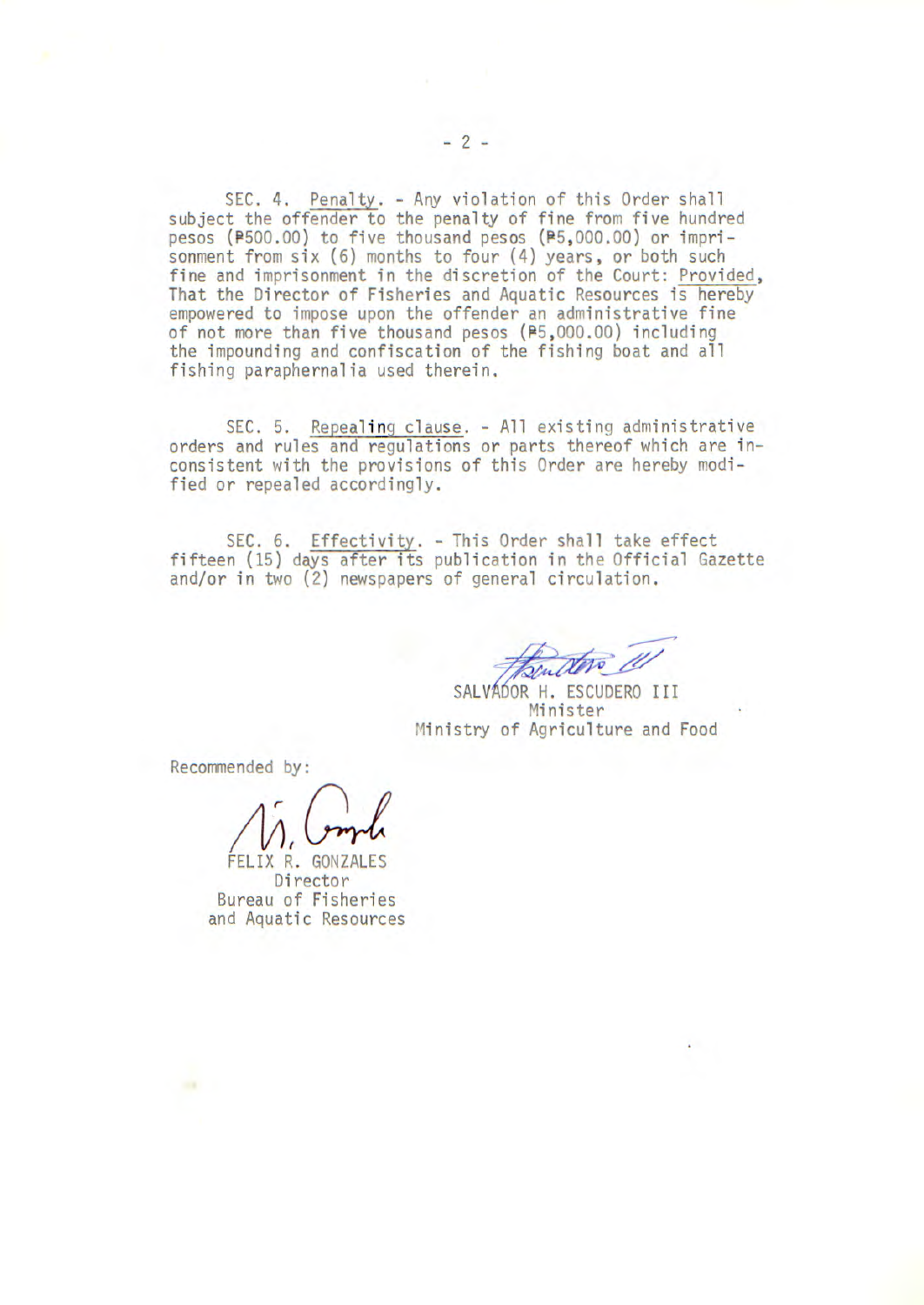SEC. 4. <u>Penalty</u>. - Any violation of this Order shall subject the offender to the penalty of fine from five hundred pesos (₱500.00) to five thousand pesos (₱5,000.00) or imprisonment from six (6) months to four (4) years, or both such fine and imprisonment in the discretion of the Court: <u>Provided</u>, That the Director of Fisheries and Aquatic Resources is hereby empowered to impose upon the offender an administrative fine of not more than five thousand pesos (₱5,000.00) including the impounding and confiscation of the fishing boat and all fishing paraphernalia used therein.

SEC. 5. <u>Repealing clause</u>. - All existing administrative orders and rules and regulations or parts thereof which are inconsistent with the provisions of this Order are hereby modified or repealed accordingly.

SEC. 6. <u>Effectivity</u>. - This Order shall take effect fifteen (15) days after its publication in the Official Gazette and/or in two (2) newspapers of general circulation.

SALVADOR H. ESCUDERO III
Minister
Ministry of Agriculture and Food

Recommended by:

FELIX R. GONZALES
Director
Bureau of Fisheries
and Aquatic Resources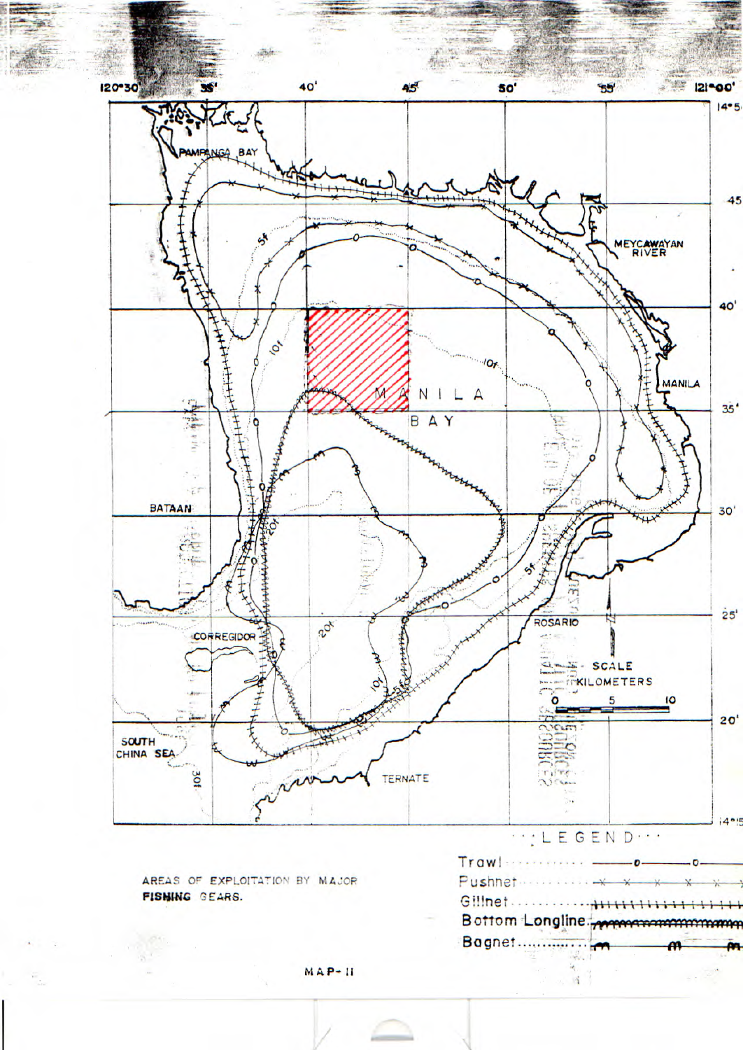120°30' 35' 40' 45' 50' 55' 121°00'

14°50' 45' 40' 35' 30' 25' 20' 14°15'

PAMPANGA BAY

MEYCAWAYAN RIVER

MANILA

MANILA BAY

BATAAN

CORREGIDOR

ROSARIO

SOUTH CHINA SEA

TERNATE

SCALE KILOMETERS

0 5 10

LEGEND

Trawl

Pushnet

Gillnet

Bottom Longline

Bagnet

AREAS OF EXPLOITATION BY MAJOR FISHING GEARS.

MAP-II